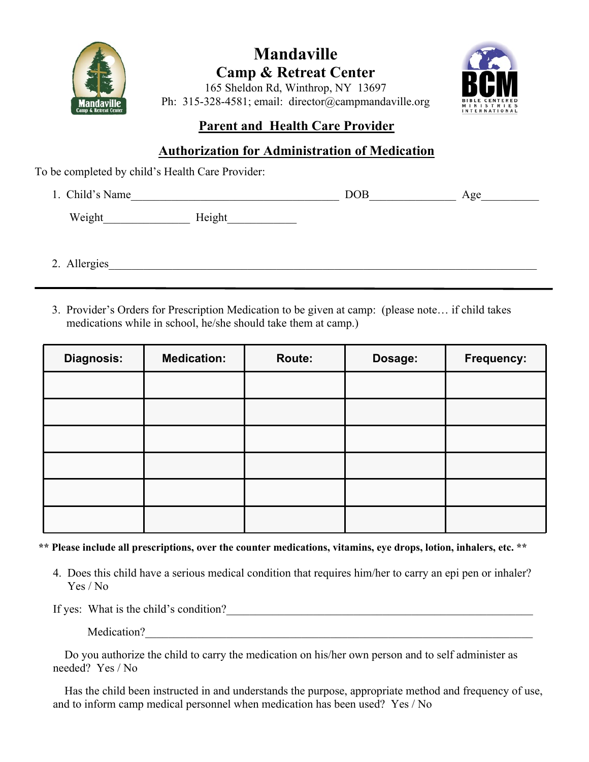# Mandaville

## Camp & Retreat Center

165 Sheldon Rd, Winthrop, NY 13697

Ph: 315-328-4581; email: director@campmandaville.org

## Parent and Health Care Provider

## Authorization for Administration of Medication

To be completed by child's Health Care Provider:

1. Child's Name_____________________________________ DOB_______________ Age__________

   Weight_______________ Height____________

2. Allergies_____________________________________________________________________________

---

3. Provider's Orders for Prescription Medication to be given at camp: (please note… if child takes medications while in school, he/she should take them at camp.)

| Diagnosis: | Medication: | Route: | Dosage: | Frequency: |
|---|---|---|---|---|
| | | | | |
| | | | | |
| | | | | |
| | | | | |
| | | | | |
| | | | | |

**\*\* Please include all prescriptions, over the counter medications, vitamins, eye drops, lotion, inhalers, etc. \*\***

4. Does this child have a serious medical condition that requires him/her to carry an epi pen or inhaler? Yes / No

If yes: What is the child's condition?_________________________________________________________

Medication?_________________________________________________________________________

Do you authorize the child to carry the medication on his/her own person and to self administer as needed? Yes / No

Has the child been instructed in and understands the purpose, appropriate method and frequency of use, and to inform camp medical personnel when medication has been used? Yes / No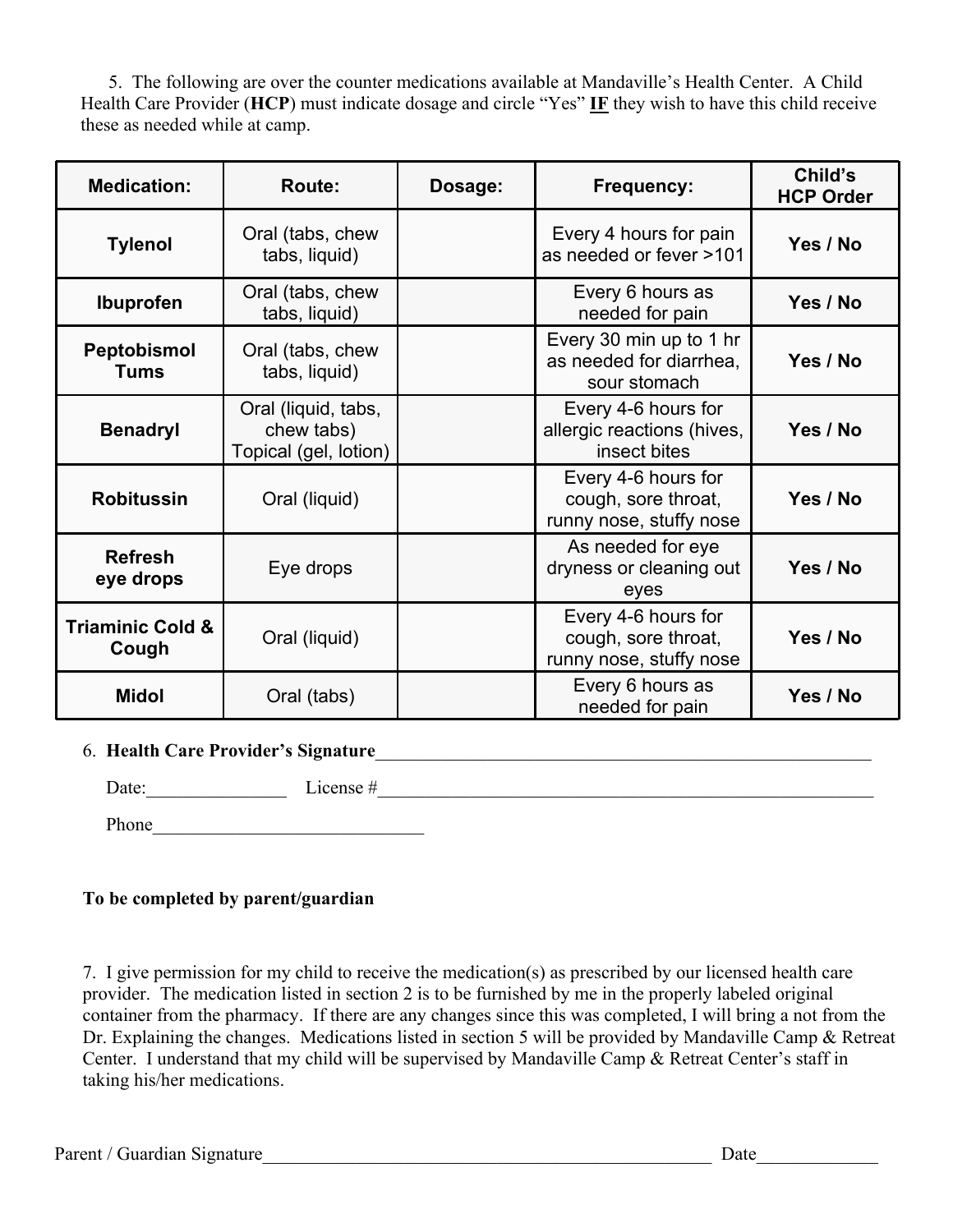5. The following are over the counter medications available at Mandaville's Health Center. A Child Health Care Provider (**HCP**) must indicate dosage and circle "Yes" **IF** they wish to have this child receive these as needed while at camp.

| Medication: | Route: | Dosage: | Frequency: | Child's HCP Order |
|---|---|---|---|---|
| **Tylenol** | Oral (tabs, chew tabs, liquid) | | Every 4 hours for pain as needed or fever >101 | **Yes / No** |
| **Ibuprofen** | Oral (tabs, chew tabs, liquid) | | Every 6 hours as needed for pain | **Yes / No** |
| **Peptobismol Tums** | Oral (tabs, chew tabs, liquid) | | Every 30 min up to 1 hr as needed for diarrhea, sour stomach | **Yes / No** |
| **Benadryl** | Oral (liquid, tabs, chew tabs) Topical (gel, lotion) | | Every 4-6 hours for allergic reactions (hives, insect bites | **Yes / No** |
| **Robitussin** | Oral (liquid) | | Every 4-6 hours for cough, sore throat, runny nose, stuffy nose | **Yes / No** |
| **Refresh eye drops** | Eye drops | | As needed for eye dryness or cleaning out eyes | **Yes / No** |
| **Triaminic Cold & Cough** | Oral (liquid) | | Every 4-6 hours for cough, sore throat, runny nose, stuffy nose | **Yes / No** |
| **Midol** | Oral (tabs) | | Every 6 hours as needed for pain | **Yes / No** |

6. **Health Care Provider's Signature**____________________________________________

Date:_______________ License #____________________________________________

Phone_____________________________

**To be completed by parent/guardian**

7. I give permission for my child to receive the medication(s) as prescribed by our licensed health care provider. The medication listed in section 2 is to be furnished by me in the properly labeled original container from the pharmacy. If there are any changes since this was completed, I will bring a not from the Dr. Explaining the changes. Medications listed in section 5 will be provided by Mandaville Camp & Retreat Center. I understand that my child will be supervised by Mandaville Camp & Retreat Center's staff in taking his/her medications.

Parent / Guardian Signature____________________________________________ Date_____________